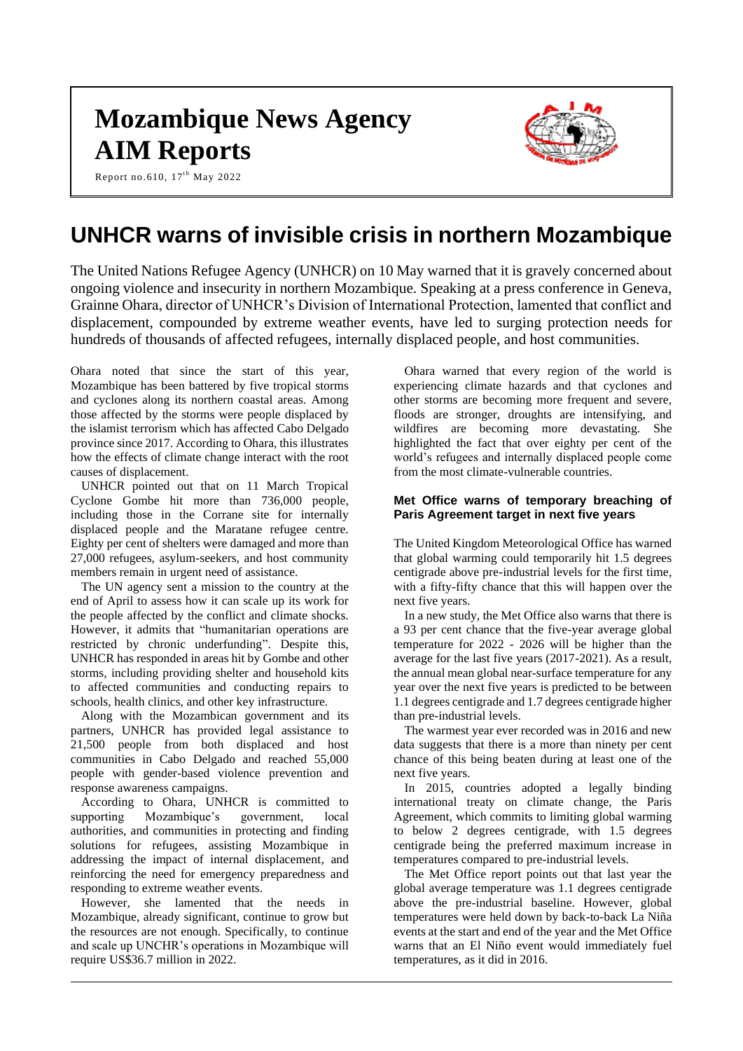# Mozambique News Agency AIM Reports

Report no.610, 17th May 2022

## UNHCR warns of invisible crisis in northern Mozambique

The United Nations Refugee Agency (UNHCR) on 10 May warned that it is gravely concerned about ongoing violence and insecurity in northern Mozambique. Speaking at a press conference in Geneva, Grainne Ohara, director of UNHCR's Division of International Protection, lamented that conflict and displacement, compounded by extreme weather events, have led to surging protection needs for hundreds of thousands of affected refugees, internally displaced people, and host communities.

Ohara noted that since the start of this year, Mozambique has been battered by five tropical storms and cyclones along its northern coastal areas. Among those affected by the storms were people displaced by the islamist terrorism which has affected Cabo Delgado province since 2017. According to Ohara, this illustrates how the effects of climate change interact with the root causes of displacement.

UNHCR pointed out that on 11 March Tropical Cyclone Gombe hit more than 736,000 people, including those in the Corrane site for internally displaced people and the Maratane refugee centre. Eighty per cent of shelters were damaged and more than 27,000 refugees, asylum-seekers, and host community members remain in urgent need of assistance.

The UN agency sent a mission to the country at the end of April to assess how it can scale up its work for the people affected by the conflict and climate shocks. However, it admits that "humanitarian operations are restricted by chronic underfunding". Despite this, UNHCR has responded in areas hit by Gombe and other storms, including providing shelter and household kits to affected communities and conducting repairs to schools, health clinics, and other key infrastructure.

Along with the Mozambican government and its partners, UNHCR has provided legal assistance to 21,500 people from both displaced and host communities in Cabo Delgado and reached 55,000 people with gender-based violence prevention and response awareness campaigns.

According to Ohara, UNHCR is committed to supporting Mozambique's government, local authorities, and communities in protecting and finding solutions for refugees, assisting Mozambique in addressing the impact of internal displacement, and reinforcing the need for emergency preparedness and responding to extreme weather events.

However, she lamented that the needs in Mozambique, already significant, continue to grow but the resources are not enough. Specifically, to continue and scale up UNCHR's operations in Mozambique will require US$36.7 million in 2022.

Ohara warned that every region of the world is experiencing climate hazards and that cyclones and other storms are becoming more frequent and severe, floods are stronger, droughts are intensifying, and wildfires are becoming more devastating. She highlighted the fact that over eighty per cent of the world's refugees and internally displaced people come from the most climate-vulnerable countries.

### Met Office warns of temporary breaching of Paris Agreement target in next five years

The United Kingdom Meteorological Office has warned that global warming could temporarily hit 1.5 degrees centigrade above pre-industrial levels for the first time, with a fifty-fifty chance that this will happen over the next five years.

In a new study, the Met Office also warns that there is a 93 per cent chance that the five-year average global temperature for 2022 - 2026 will be higher than the average for the last five years (2017-2021). As a result, the annual mean global near-surface temperature for any year over the next five years is predicted to be between 1.1 degrees centigrade and 1.7 degrees centigrade higher than pre-industrial levels.

The warmest year ever recorded was in 2016 and new data suggests that there is a more than ninety per cent chance of this being beaten during at least one of the next five years.

In 2015, countries adopted a legally binding international treaty on climate change, the Paris Agreement, which commits to limiting global warming to below 2 degrees centigrade, with 1.5 degrees centigrade being the preferred maximum increase in temperatures compared to pre-industrial levels.

The Met Office report points out that last year the global average temperature was 1.1 degrees centigrade above the pre-industrial baseline. However, global temperatures were held down by back-to-back La Niña events at the start and end of the year and the Met Office warns that an El Niño event would immediately fuel temperatures, as it did in 2016.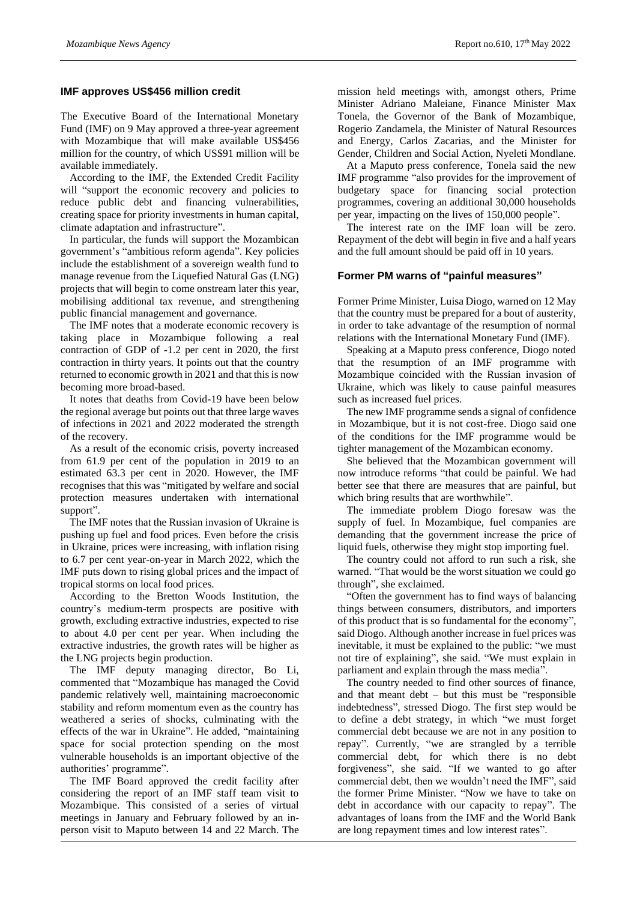## IMF approves US$456 million credit

The Executive Board of the International Monetary Fund (IMF) on 9 May approved a three-year agreement with Mozambique that will make available US$456 million for the country, of which US$91 million will be available immediately.

According to the IMF, the Extended Credit Facility will "support the economic recovery and policies to reduce public debt and financing vulnerabilities, creating space for priority investments in human capital, climate adaptation and infrastructure".

In particular, the funds will support the Mozambican government's "ambitious reform agenda". Key policies include the establishment of a sovereign wealth fund to manage revenue from the Liquefied Natural Gas (LNG) projects that will begin to come onstream later this year, mobilising additional tax revenue, and strengthening public financial management and governance.

The IMF notes that a moderate economic recovery is taking place in Mozambique following a real contraction of GDP of -1.2 per cent in 2020, the first contraction in thirty years. It points out that the country returned to economic growth in 2021 and that this is now becoming more broad-based.

It notes that deaths from Covid-19 have been below the regional average but points out that three large waves of infections in 2021 and 2022 moderated the strength of the recovery.

As a result of the economic crisis, poverty increased from 61.9 per cent of the population in 2019 to an estimated 63.3 per cent in 2020. However, the IMF recognises that this was "mitigated by welfare and social protection measures undertaken with international support".

The IMF notes that the Russian invasion of Ukraine is pushing up fuel and food prices. Even before the crisis in Ukraine, prices were increasing, with inflation rising to 6.7 per cent year-on-year in March 2022, which the IMF puts down to rising global prices and the impact of tropical storms on local food prices.

According to the Bretton Woods Institution, the country's medium-term prospects are positive with growth, excluding extractive industries, expected to rise to about 4.0 per cent per year. When including the extractive industries, the growth rates will be higher as the LNG projects begin production.

The IMF deputy managing director, Bo Li, commented that "Mozambique has managed the Covid pandemic relatively well, maintaining macroeconomic stability and reform momentum even as the country has weathered a series of shocks, culminating with the effects of the war in Ukraine". He added, "maintaining space for social protection spending on the most vulnerable households is an important objective of the authorities' programme".

The IMF Board approved the credit facility after considering the report of an IMF staff team visit to Mozambique. This consisted of a series of virtual meetings in January and February followed by an in-person visit to Maputo between 14 and 22 March. The mission held meetings with, amongst others, Prime Minister Adriano Maleiane, Finance Minister Max Tonela, the Governor of the Bank of Mozambique, Rogerio Zandamela, the Minister of Natural Resources and Energy, Carlos Zacarias, and the Minister for Gender, Children and Social Action, Nyeleti Mondlane.

At a Maputo press conference, Tonela said the new IMF programme "also provides for the improvement of budgetary space for financing social protection programmes, covering an additional 30,000 households per year, impacting on the lives of 150,000 people".

The interest rate on the IMF loan will be zero. Repayment of the debt will begin in five and a half years and the full amount should be paid off in 10 years.

## Former PM warns of "painful measures"

Former Prime Minister, Luisa Diogo, warned on 12 May that the country must be prepared for a bout of austerity, in order to take advantage of the resumption of normal relations with the International Monetary Fund (IMF).

Speaking at a Maputo press conference, Diogo noted that the resumption of an IMF programme with Mozambique coincided with the Russian invasion of Ukraine, which was likely to cause painful measures such as increased fuel prices.

The new IMF programme sends a signal of confidence in Mozambique, but it is not cost-free. Diogo said one of the conditions for the IMF programme would be tighter management of the Mozambican economy.

She believed that the Mozambican government will now introduce reforms "that could be painful. We had better see that there are measures that are painful, but which bring results that are worthwhile".

The immediate problem Diogo foresaw was the supply of fuel. In Mozambique, fuel companies are demanding that the government increase the price of liquid fuels, otherwise they might stop importing fuel.

The country could not afford to run such a risk, she warned. "That would be the worst situation we could go through", she exclaimed.

"Often the government has to find ways of balancing things between consumers, distributors, and importers of this product that is so fundamental for the economy", said Diogo. Although another increase in fuel prices was inevitable, it must be explained to the public: "we must not tire of explaining", she said. "We must explain in parliament and explain through the mass media".

The country needed to find other sources of finance, and that meant debt – but this must be "responsible indebtedness", stressed Diogo. The first step would be to define a debt strategy, in which "we must forget commercial debt because we are not in any position to repay". Currently, "we are strangled by a terrible commercial debt, for which there is no debt forgiveness", she said. "If we wanted to go after commercial debt, then we wouldn't need the IMF", said the former Prime Minister. "Now we have to take on debt in accordance with our capacity to repay". The advantages of loans from the IMF and the World Bank are long repayment times and low interest rates".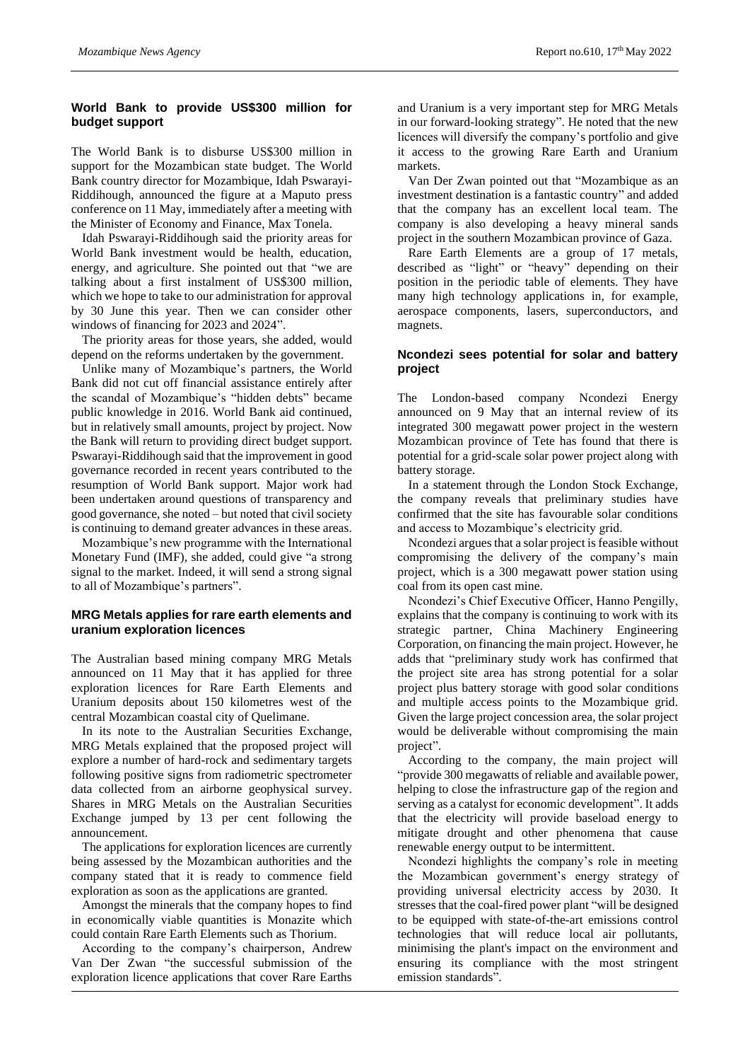## World Bank to provide US$300 million for budget support

The World Bank is to disburse US$300 million in support for the Mozambican state budget. The World Bank country director for Mozambique, Idah Pswarayi-Riddihough, announced the figure at a Maputo press conference on 11 May, immediately after a meeting with the Minister of Economy and Finance, Max Tonela.

Idah Pswarayi-Riddihough said the priority areas for World Bank investment would be health, education, energy, and agriculture. She pointed out that "we are talking about a first instalment of US$300 million, which we hope to take to our administration for approval by 30 June this year. Then we can consider other windows of financing for 2023 and 2024".

The priority areas for those years, she added, would depend on the reforms undertaken by the government.

Unlike many of Mozambique's partners, the World Bank did not cut off financial assistance entirely after the scandal of Mozambique's "hidden debts" became public knowledge in 2016. World Bank aid continued, but in relatively small amounts, project by project. Now the Bank will return to providing direct budget support. Pswarayi-Riddihough said that the improvement in good governance recorded in recent years contributed to the resumption of World Bank support. Major work had been undertaken around questions of transparency and good governance, she noted – but noted that civil society is continuing to demand greater advances in these areas.

Mozambique's new programme with the International Monetary Fund (IMF), she added, could give "a strong signal to the market. Indeed, it will send a strong signal to all of Mozambique's partners".

## MRG Metals applies for rare earth elements and uranium exploration licences

The Australian based mining company MRG Metals announced on 11 May that it has applied for three exploration licences for Rare Earth Elements and Uranium deposits about 150 kilometres west of the central Mozambican coastal city of Quelimane.

In its note to the Australian Securities Exchange, MRG Metals explained that the proposed project will explore a number of hard-rock and sedimentary targets following positive signs from radiometric spectrometer data collected from an airborne geophysical survey. Shares in MRG Metals on the Australian Securities Exchange jumped by 13 per cent following the announcement.

The applications for exploration licences are currently being assessed by the Mozambican authorities and the company stated that it is ready to commence field exploration as soon as the applications are granted.

Amongst the minerals that the company hopes to find in economically viable quantities is Monazite which could contain Rare Earth Elements such as Thorium.

According to the company's chairperson, Andrew Van Der Zwan "the successful submission of the exploration licence applications that cover Rare Earths and Uranium is a very important step for MRG Metals in our forward-looking strategy". He noted that the new licences will diversify the company's portfolio and give it access to the growing Rare Earth and Uranium markets.

Van Der Zwan pointed out that "Mozambique as an investment destination is a fantastic country" and added that the company has an excellent local team. The company is also developing a heavy mineral sands project in the southern Mozambican province of Gaza.

Rare Earth Elements are a group of 17 metals, described as "light" or "heavy" depending on their position in the periodic table of elements. They have many high technology applications in, for example, aerospace components, lasers, superconductors, and magnets.

## Ncondezi sees potential for solar and battery project

The London-based company Ncondezi Energy announced on 9 May that an internal review of its integrated 300 megawatt power project in the western Mozambican province of Tete has found that there is potential for a grid-scale solar power project along with battery storage.

In a statement through the London Stock Exchange, the company reveals that preliminary studies have confirmed that the site has favourable solar conditions and access to Mozambique's electricity grid.

Ncondezi argues that a solar project is feasible without compromising the delivery of the company's main project, which is a 300 megawatt power station using coal from its open cast mine.

Ncondezi's Chief Executive Officer, Hanno Pengilly, explains that the company is continuing to work with its strategic partner, China Machinery Engineering Corporation, on financing the main project. However, he adds that "preliminary study work has confirmed that the project site area has strong potential for a solar project plus battery storage with good solar conditions and multiple access points to the Mozambique grid. Given the large project concession area, the solar project would be deliverable without compromising the main project".

According to the company, the main project will "provide 300 megawatts of reliable and available power, helping to close the infrastructure gap of the region and serving as a catalyst for economic development". It adds that the electricity will provide baseload energy to mitigate drought and other phenomena that cause renewable energy output to be intermittent.

Ncondezi highlights the company's role in meeting the Mozambican government's energy strategy of providing universal electricity access by 2030. It stresses that the coal-fired power plant "will be designed to be equipped with state-of-the-art emissions control technologies that will reduce local air pollutants, minimising the plant's impact on the environment and ensuring its compliance with the most stringent emission standards".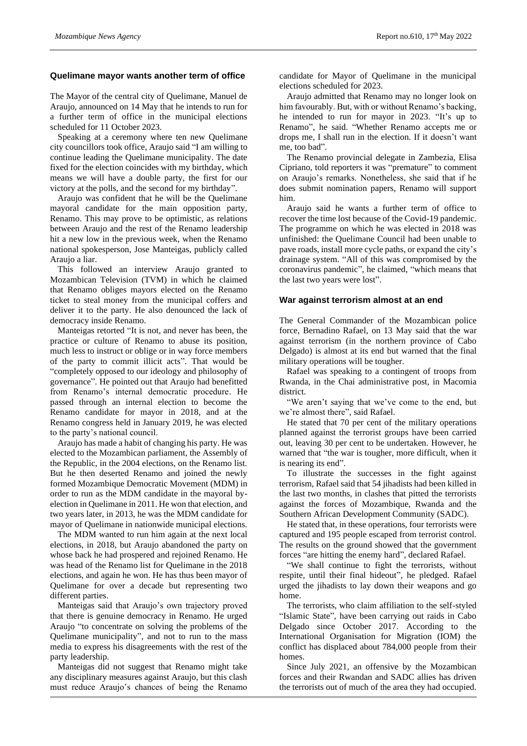## Quelimane mayor wants another term of office

The Mayor of the central city of Quelimane, Manuel de Araujo, announced on 14 May that he intends to run for a further term of office in the municipal elections scheduled for 11 October 2023.

Speaking at a ceremony where ten new Quelimane city councillors took office, Araujo said "I am willing to continue leading the Quelimane municipality. The date fixed for the election coincides with my birthday, which means we will have a double party, the first for our victory at the polls, and the second for my birthday".

Araujo was confident that he will be the Quelimane mayoral candidate for the main opposition party, Renamo. This may prove to be optimistic, as relations between Araujo and the rest of the Renamo leadership hit a new low in the previous week, when the Renamo national spokesperson, Jose Manteigas, publicly called Araujo a liar.

This followed an interview Araujo granted to Mozambican Television (TVM) in which he claimed that Renamo obliges mayors elected on the Renamo ticket to steal money from the municipal coffers and deliver it to the party. He also denounced the lack of democracy inside Renamo.

Manteigas retorted "It is not, and never has been, the practice or culture of Renamo to abuse its position, much less to instruct or oblige or in way force members of the party to commit illicit acts". That would be "completely opposed to our ideology and philosophy of governance". He pointed out that Araujo had benefitted from Renamo's internal democratic procedure. He passed through an internal election to become the Renamo candidate for mayor in 2018, and at the Renamo congress held in January 2019, he was elected to the party's national council.

Araujo has made a habit of changing his party. He was elected to the Mozambican parliament, the Assembly of the Republic, in the 2004 elections, on the Renamo list. But he then deserted Renamo and joined the newly formed Mozambique Democratic Movement (MDM) in order to run as the MDM candidate in the mayoral by-election in Quelimane in 2011. He won that election, and two years later, in 2013, he was the MDM candidate for mayor of Quelimane in nationwide municipal elections.

The MDM wanted to run him again at the next local elections, in 2018, but Araujo abandoned the party on whose back he had prospered and rejoined Renamo. He was head of the Renamo list for Quelimane in the 2018 elections, and again he won. He has thus been mayor of Quelimane for over a decade but representing two different parties.

Manteigas said that Araujo's own trajectory proved that there is genuine democracy in Renamo. He urged Araujo "to concentrate on solving the problems of the Quelimane municipality", and not to run to the mass media to express his disagreements with the rest of the party leadership.

Manteigas did not suggest that Renamo might take any disciplinary measures against Araujo, but this clash must reduce Araujo's chances of being the Renamo candidate for Mayor of Quelimane in the municipal elections scheduled for 2023.

Araujo admitted that Renamo may no longer look on him favourably. But, with or without Renamo's backing, he intended to run for mayor in 2023. "It's up to Renamo", he said. "Whether Renamo accepts me or drops me, I shall run in the election. If it doesn't want me, too bad".

The Renamo provincial delegate in Zambezia, Elisa Cipriano, told reporters it was "premature" to comment on Araujo's remarks. Nonetheless, she said that if he does submit nomination papers, Renamo will support him.

Araujo said he wants a further term of office to recover the time lost because of the Covid-19 pandemic. The programme on which he was elected in 2018 was unfinished: the Quelimane Council had been unable to pave roads, install more cycle paths, or expand the city's drainage system. "All of this was compromised by the coronavirus pandemic", he claimed, "which means that the last two years were lost".

## War against terrorism almost at an end

The General Commander of the Mozambican police force, Bernadino Rafael, on 13 May said that the war against terrorism (in the northern province of Cabo Delgado) is almost at its end but warned that the final military operations will be tougher.

Rafael was speaking to a contingent of troops from Rwanda, in the Chai administrative post, in Macomia district.

"We aren't saying that we've come to the end, but we're almost there", said Rafael.

He stated that 70 per cent of the military operations planned against the terrorist groups have been carried out, leaving 30 per cent to be undertaken. However, he warned that "the war is tougher, more difficult, when it is nearing its end".

To illustrate the successes in the fight against terrorism, Rafael said that 54 jihadists had been killed in the last two months, in clashes that pitted the terrorists against the forces of Mozambique, Rwanda and the Southern African Development Community (SADC).

He stated that, in these operations, four terrorists were captured and 195 people escaped from terrorist control. The results on the ground showed that the government forces "are hitting the enemy hard", declared Rafael.

"We shall continue to fight the terrorists, without respite, until their final hideout", he pledged. Rafael urged the jihadists to lay down their weapons and go home.

The terrorists, who claim affiliation to the self-styled "Islamic State", have been carrying out raids in Cabo Delgado since October 2017. According to the International Organisation for Migration (IOM) the conflict has displaced about 784,000 people from their homes.

Since July 2021, an offensive by the Mozambican forces and their Rwandan and SADC allies has driven the terrorists out of much of the area they had occupied.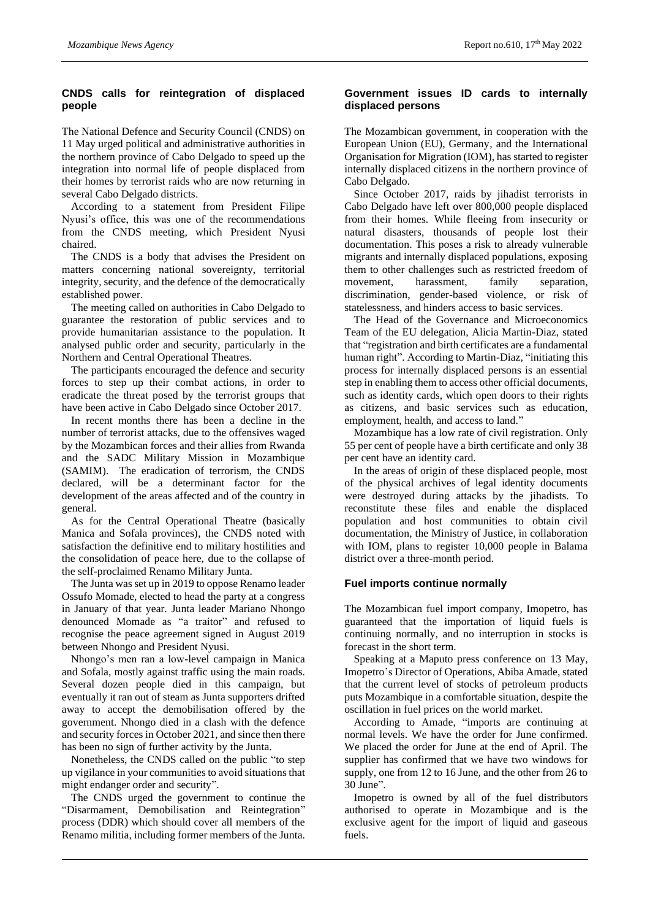## CNDS calls for reintegration of displaced people

The National Defence and Security Council (CNDS) on 11 May urged political and administrative authorities in the northern province of Cabo Delgado to speed up the integration into normal life of people displaced from their homes by terrorist raids who are now returning in several Cabo Delgado districts.

According to a statement from President Filipe Nyusi's office, this was one of the recommendations from the CNDS meeting, which President Nyusi chaired.

The CNDS is a body that advises the President on matters concerning national sovereignty, territorial integrity, security, and the defence of the democratically established power.

The meeting called on authorities in Cabo Delgado to guarantee the restoration of public services and to provide humanitarian assistance to the population. It analysed public order and security, particularly in the Northern and Central Operational Theatres.

The participants encouraged the defence and security forces to step up their combat actions, in order to eradicate the threat posed by the terrorist groups that have been active in Cabo Delgado since October 2017.

In recent months there has been a decline in the number of terrorist attacks, due to the offensives waged by the Mozambican forces and their allies from Rwanda and the SADC Military Mission in Mozambique (SAMIM). The eradication of terrorism, the CNDS declared, will be a determinant factor for the development of the areas affected and of the country in general.

As for the Central Operational Theatre (basically Manica and Sofala provinces), the CNDS noted with satisfaction the definitive end to military hostilities and the consolidation of peace here, due to the collapse of the self-proclaimed Renamo Military Junta.

The Junta was set up in 2019 to oppose Renamo leader Ossufo Momade, elected to head the party at a congress in January of that year. Junta leader Mariano Nhongo denounced Momade as "a traitor" and refused to recognise the peace agreement signed in August 2019 between Nhongo and President Nyusi.

Nhongo's men ran a low-level campaign in Manica and Sofala, mostly against traffic using the main roads. Several dozen people died in this campaign, but eventually it ran out of steam as Junta supporters drifted away to accept the demobilisation offered by the government. Nhongo died in a clash with the defence and security forces in October 2021, and since then there has been no sign of further activity by the Junta.

Nonetheless, the CNDS called on the public "to step up vigilance in your communities to avoid situations that might endanger order and security".

The CNDS urged the government to continue the "Disarmament, Demobilisation and Reintegration" process (DDR) which should cover all members of the Renamo militia, including former members of the Junta.

## Government issues ID cards to internally displaced persons

The Mozambican government, in cooperation with the European Union (EU), Germany, and the International Organisation for Migration (IOM), has started to register internally displaced citizens in the northern province of Cabo Delgado.

Since October 2017, raids by jihadist terrorists in Cabo Delgado have left over 800,000 people displaced from their homes. While fleeing from insecurity or natural disasters, thousands of people lost their documentation. This poses a risk to already vulnerable migrants and internally displaced populations, exposing them to other challenges such as restricted freedom of movement, harassment, family separation, discrimination, gender-based violence, or risk of statelessness, and hinders access to basic services.

The Head of the Governance and Microeconomics Team of the EU delegation, Alicia Martin-Diaz, stated that "registration and birth certificates are a fundamental human right". According to Martin-Diaz, "initiating this process for internally displaced persons is an essential step in enabling them to access other official documents, such as identity cards, which open doors to their rights as citizens, and basic services such as education, employment, health, and access to land."

Mozambique has a low rate of civil registration. Only 55 per cent of people have a birth certificate and only 38 per cent have an identity card.

In the areas of origin of these displaced people, most of the physical archives of legal identity documents were destroyed during attacks by the jihadists. To reconstitute these files and enable the displaced population and host communities to obtain civil documentation, the Ministry of Justice, in collaboration with IOM, plans to register 10,000 people in Balama district over a three-month period.

## Fuel imports continue normally

The Mozambican fuel import company, Imopetro, has guaranteed that the importation of liquid fuels is continuing normally, and no interruption in stocks is forecast in the short term.

Speaking at a Maputo press conference on 13 May, Imopetro's Director of Operations, Abiba Amade, stated that the current level of stocks of petroleum products puts Mozambique in a comfortable situation, despite the oscillation in fuel prices on the world market.

According to Amade, "imports are continuing at normal levels. We have the order for June confirmed. We placed the order for June at the end of April. The supplier has confirmed that we have two windows for supply, one from 12 to 16 June, and the other from 26 to 30 June".

Imopetro is owned by all of the fuel distributors authorised to operate in Mozambique and is the exclusive agent for the import of liquid and gaseous fuels.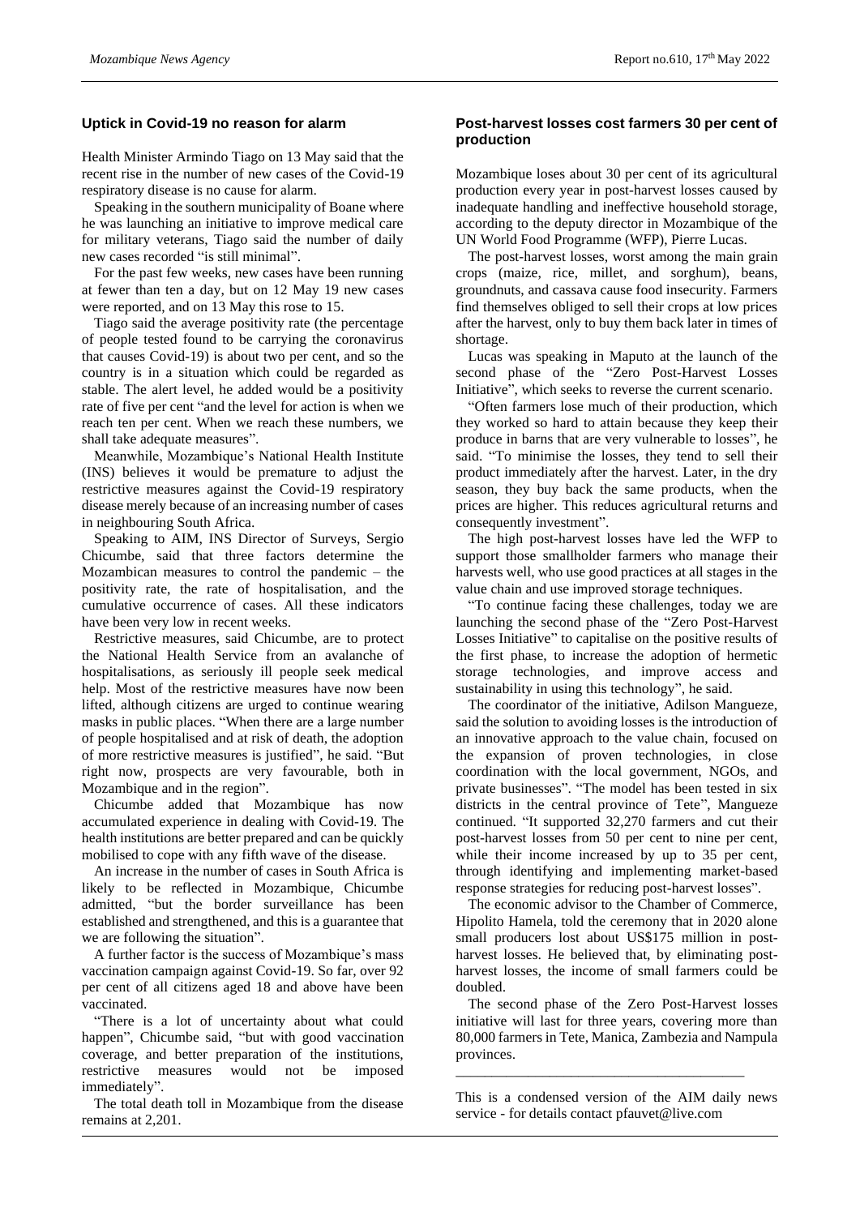## Uptick in Covid-19 no reason for alarm

Health Minister Armindo Tiago on 13 May said that the recent rise in the number of new cases of the Covid-19 respiratory disease is no cause for alarm.

Speaking in the southern municipality of Boane where he was launching an initiative to improve medical care for military veterans, Tiago said the number of daily new cases recorded "is still minimal".

For the past few weeks, new cases have been running at fewer than ten a day, but on 12 May 19 new cases were reported, and on 13 May this rose to 15.

Tiago said the average positivity rate (the percentage of people tested found to be carrying the coronavirus that causes Covid-19) is about two per cent, and so the country is in a situation which could be regarded as stable. The alert level, he added would be a positivity rate of five per cent "and the level for action is when we reach ten per cent. When we reach these numbers, we shall take adequate measures".

Meanwhile, Mozambique's National Health Institute (INS) believes it would be premature to adjust the restrictive measures against the Covid-19 respiratory disease merely because of an increasing number of cases in neighbouring South Africa.

Speaking to AIM, INS Director of Surveys, Sergio Chicumbe, said that three factors determine the Mozambican measures to control the pandemic – the positivity rate, the rate of hospitalisation, and the cumulative occurrence of cases. All these indicators have been very low in recent weeks.

Restrictive measures, said Chicumbe, are to protect the National Health Service from an avalanche of hospitalisations, as seriously ill people seek medical help. Most of the restrictive measures have now been lifted, although citizens are urged to continue wearing masks in public places. "When there are a large number of people hospitalised and at risk of death, the adoption of more restrictive measures is justified", he said. "But right now, prospects are very favourable, both in Mozambique and in the region".

Chicumbe added that Mozambique has now accumulated experience in dealing with Covid-19. The health institutions are better prepared and can be quickly mobilised to cope with any fifth wave of the disease.

An increase in the number of cases in South Africa is likely to be reflected in Mozambique, Chicumbe admitted, "but the border surveillance has been established and strengthened, and this is a guarantee that we are following the situation".

A further factor is the success of Mozambique's mass vaccination campaign against Covid-19. So far, over 92 per cent of all citizens aged 18 and above have been vaccinated.

"There is a lot of uncertainty about what could happen", Chicumbe said, "but with good vaccination coverage, and better preparation of the institutions, restrictive measures would not be imposed immediately".

The total death toll in Mozambique from the disease remains at 2,201.

## Post-harvest losses cost farmers 30 per cent of production

Mozambique loses about 30 per cent of its agricultural production every year in post-harvest losses caused by inadequate handling and ineffective household storage, according to the deputy director in Mozambique of the UN World Food Programme (WFP), Pierre Lucas.

The post-harvest losses, worst among the main grain crops (maize, rice, millet, and sorghum), beans, groundnuts, and cassava cause food insecurity. Farmers find themselves obliged to sell their crops at low prices after the harvest, only to buy them back later in times of shortage.

Lucas was speaking in Maputo at the launch of the second phase of the "Zero Post-Harvest Losses Initiative", which seeks to reverse the current scenario.

"Often farmers lose much of their production, which they worked so hard to attain because they keep their produce in barns that are very vulnerable to losses", he said. "To minimise the losses, they tend to sell their product immediately after the harvest. Later, in the dry season, they buy back the same products, when the prices are higher. This reduces agricultural returns and consequently investment".

The high post-harvest losses have led the WFP to support those smallholder farmers who manage their harvests well, who use good practices at all stages in the value chain and use improved storage techniques.

"To continue facing these challenges, today we are launching the second phase of the "Zero Post-Harvest Losses Initiative" to capitalise on the positive results of the first phase, to increase the adoption of hermetic storage technologies, and improve access and sustainability in using this technology", he said.

The coordinator of the initiative, Adilson Mangueze, said the solution to avoiding losses is the introduction of an innovative approach to the value chain, focused on the expansion of proven technologies, in close coordination with the local government, NGOs, and private businesses". "The model has been tested in six districts in the central province of Tete", Mangueze continued. "It supported 32,270 farmers and cut their post-harvest losses from 50 per cent to nine per cent, while their income increased by up to 35 per cent, through identifying and implementing market-based response strategies for reducing post-harvest losses".

The economic advisor to the Chamber of Commerce, Hipolito Hamela, told the ceremony that in 2020 alone small producers lost about US$175 million in post-harvest losses. He believed that, by eliminating post-harvest losses, the income of small farmers could be doubled.

The second phase of the Zero Post-Harvest losses initiative will last for three years, covering more than 80,000 farmers in Tete, Manica, Zambezia and Nampula provinces.

---

This is a condensed version of the AIM daily news service - for details contact pfauvet@live.com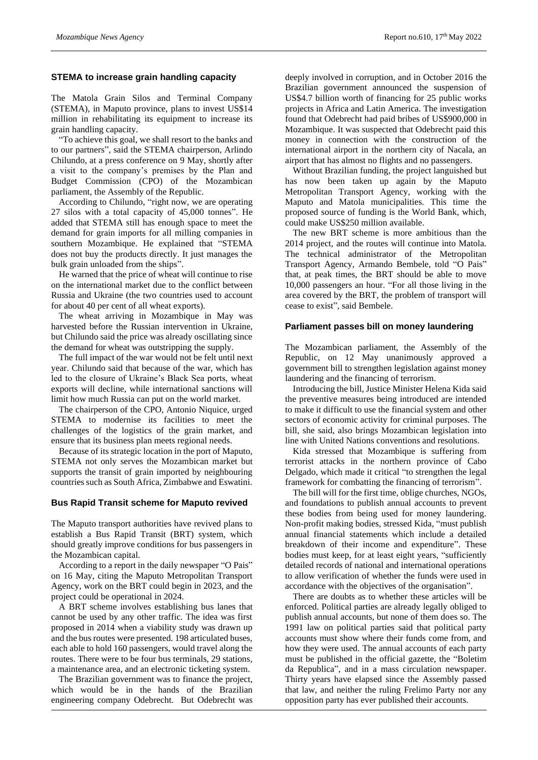## STEMA to increase grain handling capacity

The Matola Grain Silos and Terminal Company (STEMA), in Maputo province, plans to invest US$14 million in rehabilitating its equipment to increase its grain handling capacity.

"To achieve this goal, we shall resort to the banks and to our partners", said the STEMA chairperson, Arlindo Chilundo, at a press conference on 9 May, shortly after a visit to the company's premises by the Plan and Budget Commission (CPO) of the Mozambican parliament, the Assembly of the Republic.

According to Chilundo, "right now, we are operating 27 silos with a total capacity of 45,000 tonnes". He added that STEMA still has enough space to meet the demand for grain imports for all milling companies in southern Mozambique. He explained that "STEMA does not buy the products directly. It just manages the bulk grain unloaded from the ships".

He warned that the price of wheat will continue to rise on the international market due to the conflict between Russia and Ukraine (the two countries used to account for about 40 per cent of all wheat exports).

The wheat arriving in Mozambique in May was harvested before the Russian intervention in Ukraine, but Chilundo said the price was already oscillating since the demand for wheat was outstripping the supply.

The full impact of the war would not be felt until next year. Chilundo said that because of the war, which has led to the closure of Ukraine's Black Sea ports, wheat exports will decline, while international sanctions will limit how much Russia can put on the world market.

The chairperson of the CPO, Antonio Niquice, urged STEMA to modernise its facilities to meet the challenges of the logistics of the grain market, and ensure that its business plan meets regional needs.

Because of its strategic location in the port of Maputo, STEMA not only serves the Mozambican market but supports the transit of grain imported by neighbouring countries such as South Africa, Zimbabwe and Eswatini.

## Bus Rapid Transit scheme for Maputo revived

The Maputo transport authorities have revived plans to establish a Bus Rapid Transit (BRT) system, which should greatly improve conditions for bus passengers in the Mozambican capital.

According to a report in the daily newspaper "O Pais" on 16 May, citing the Maputo Metropolitan Transport Agency, work on the BRT could begin in 2023, and the project could be operational in 2024.

A BRT scheme involves establishing bus lanes that cannot be used by any other traffic. The idea was first proposed in 2014 when a viability study was drawn up and the bus routes were presented. 198 articulated buses, each able to hold 160 passengers, would travel along the routes. There were to be four bus terminals, 29 stations, a maintenance area, and an electronic ticketing system.

The Brazilian government was to finance the project, which would be in the hands of the Brazilian engineering company Odebrecht. But Odebrecht was deeply involved in corruption, and in October 2016 the Brazilian government announced the suspension of US$4.7 billion worth of financing for 25 public works projects in Africa and Latin America. The investigation found that Odebrecht had paid bribes of US$900,000 in Mozambique. It was suspected that Odebrecht paid this money in connection with the construction of the international airport in the northern city of Nacala, an airport that has almost no flights and no passengers.

Without Brazilian funding, the project languished but has now been taken up again by the Maputo Metropolitan Transport Agency, working with the Maputo and Matola municipalities. This time the proposed source of funding is the World Bank, which, could make US$250 million available.

The new BRT scheme is more ambitious than the 2014 project, and the routes will continue into Matola. The technical administrator of the Metropolitan Transport Agency, Armando Bembele, told "O Pais" that, at peak times, the BRT should be able to move 10,000 passengers an hour. "For all those living in the area covered by the BRT, the problem of transport will cease to exist", said Bembele.

## Parliament passes bill on money laundering

The Mozambican parliament, the Assembly of the Republic, on 12 May unanimously approved a government bill to strengthen legislation against money laundering and the financing of terrorism.

Introducing the bill, Justice Minister Helena Kida said the preventive measures being introduced are intended to make it difficult to use the financial system and other sectors of economic activity for criminal purposes. The bill, she said, also brings Mozambican legislation into line with United Nations conventions and resolutions.

Kida stressed that Mozambique is suffering from terrorist attacks in the northern province of Cabo Delgado, which made it critical "to strengthen the legal framework for combatting the financing of terrorism".

The bill will for the first time, oblige churches, NGOs, and foundations to publish annual accounts to prevent these bodies from being used for money laundering. Non-profit making bodies, stressed Kida, "must publish annual financial statements which include a detailed breakdown of their income and expenditure". These bodies must keep, for at least eight years, "sufficiently detailed records of national and international operations to allow verification of whether the funds were used in accordance with the objectives of the organisation".

There are doubts as to whether these articles will be enforced. Political parties are already legally obliged to publish annual accounts, but none of them does so. The 1991 law on political parties said that political party accounts must show where their funds come from, and how they were used. The annual accounts of each party must be published in the official gazette, the "Boletim da Republica", and in a mass circulation newspaper. Thirty years have elapsed since the Assembly passed that law, and neither the ruling Frelimo Party nor any opposition party has ever published their accounts.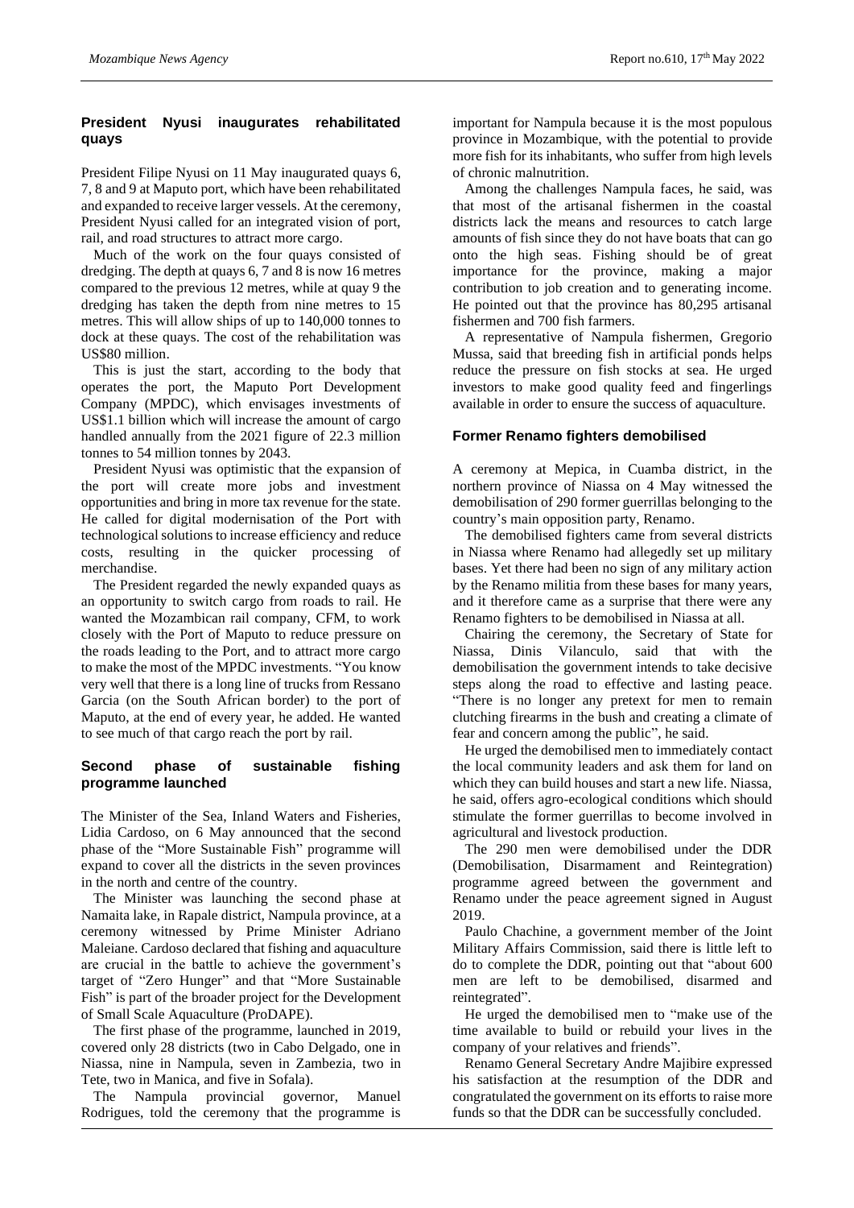## President Nyusi inaugurates rehabilitated quays

President Filipe Nyusi on 11 May inaugurated quays 6, 7, 8 and 9 at Maputo port, which have been rehabilitated and expanded to receive larger vessels. At the ceremony, President Nyusi called for an integrated vision of port, rail, and road structures to attract more cargo.

Much of the work on the four quays consisted of dredging. The depth at quays 6, 7 and 8 is now 16 metres compared to the previous 12 metres, while at quay 9 the dredging has taken the depth from nine metres to 15 metres. This will allow ships of up to 140,000 tonnes to dock at these quays. The cost of the rehabilitation was US$80 million.

This is just the start, according to the body that operates the port, the Maputo Port Development Company (MPDC), which envisages investments of US$1.1 billion which will increase the amount of cargo handled annually from the 2021 figure of 22.3 million tonnes to 54 million tonnes by 2043.

President Nyusi was optimistic that the expansion of the port will create more jobs and investment opportunities and bring in more tax revenue for the state. He called for digital modernisation of the Port with technological solutions to increase efficiency and reduce costs, resulting in the quicker processing of merchandise.

The President regarded the newly expanded quays as an opportunity to switch cargo from roads to rail. He wanted the Mozambican rail company, CFM, to work closely with the Port of Maputo to reduce pressure on the roads leading to the Port, and to attract more cargo to make the most of the MPDC investments. "You know very well that there is a long line of trucks from Ressano Garcia (on the South African border) to the port of Maputo, at the end of every year, he added. He wanted to see much of that cargo reach the port by rail.

## Second phase of sustainable fishing programme launched

The Minister of the Sea, Inland Waters and Fisheries, Lidia Cardoso, on 6 May announced that the second phase of the "More Sustainable Fish" programme will expand to cover all the districts in the seven provinces in the north and centre of the country.

The Minister was launching the second phase at Namaita lake, in Rapale district, Nampula province, at a ceremony witnessed by Prime Minister Adriano Maleiane. Cardoso declared that fishing and aquaculture are crucial in the battle to achieve the government's target of "Zero Hunger" and that "More Sustainable Fish" is part of the broader project for the Development of Small Scale Aquaculture (ProDAPE).

The first phase of the programme, launched in 2019, covered only 28 districts (two in Cabo Delgado, one in Niassa, nine in Nampula, seven in Zambezia, two in Tete, two in Manica, and five in Sofala).

The Nampula provincial governor, Manuel Rodrigues, told the ceremony that the programme is important for Nampula because it is the most populous province in Mozambique, with the potential to provide more fish for its inhabitants, who suffer from high levels of chronic malnutrition.

Among the challenges Nampula faces, he said, was that most of the artisanal fishermen in the coastal districts lack the means and resources to catch large amounts of fish since they do not have boats that can go onto the high seas. Fishing should be of great importance for the province, making a major contribution to job creation and to generating income. He pointed out that the province has 80,295 artisanal fishermen and 700 fish farmers.

A representative of Nampula fishermen, Gregorio Mussa, said that breeding fish in artificial ponds helps reduce the pressure on fish stocks at sea. He urged investors to make good quality feed and fingerlings available in order to ensure the success of aquaculture.

## Former Renamo fighters demobilised

A ceremony at Mepica, in Cuamba district, in the northern province of Niassa on 4 May witnessed the demobilisation of 290 former guerrillas belonging to the country's main opposition party, Renamo.

The demobilised fighters came from several districts in Niassa where Renamo had allegedly set up military bases. Yet there had been no sign of any military action by the Renamo militia from these bases for many years, and it therefore came as a surprise that there were any Renamo fighters to be demobilised in Niassa at all.

Chairing the ceremony, the Secretary of State for Niassa, Dinis Vilanculo, said that with the demobilisation the government intends to take decisive steps along the road to effective and lasting peace. "There is no longer any pretext for men to remain clutching firearms in the bush and creating a climate of fear and concern among the public", he said.

He urged the demobilised men to immediately contact the local community leaders and ask them for land on which they can build houses and start a new life. Niassa, he said, offers agro-ecological conditions which should stimulate the former guerrillas to become involved in agricultural and livestock production.

The 290 men were demobilised under the DDR (Demobilisation, Disarmament and Reintegration) programme agreed between the government and Renamo under the peace agreement signed in August 2019.

Paulo Chachine, a government member of the Joint Military Affairs Commission, said there is little left to do to complete the DDR, pointing out that "about 600 men are left to be demobilised, disarmed and reintegrated".

He urged the demobilised men to "make use of the time available to build or rebuild your lives in the company of your relatives and friends".

Renamo General Secretary Andre Majibire expressed his satisfaction at the resumption of the DDR and congratulated the government on its efforts to raise more funds so that the DDR can be successfully concluded.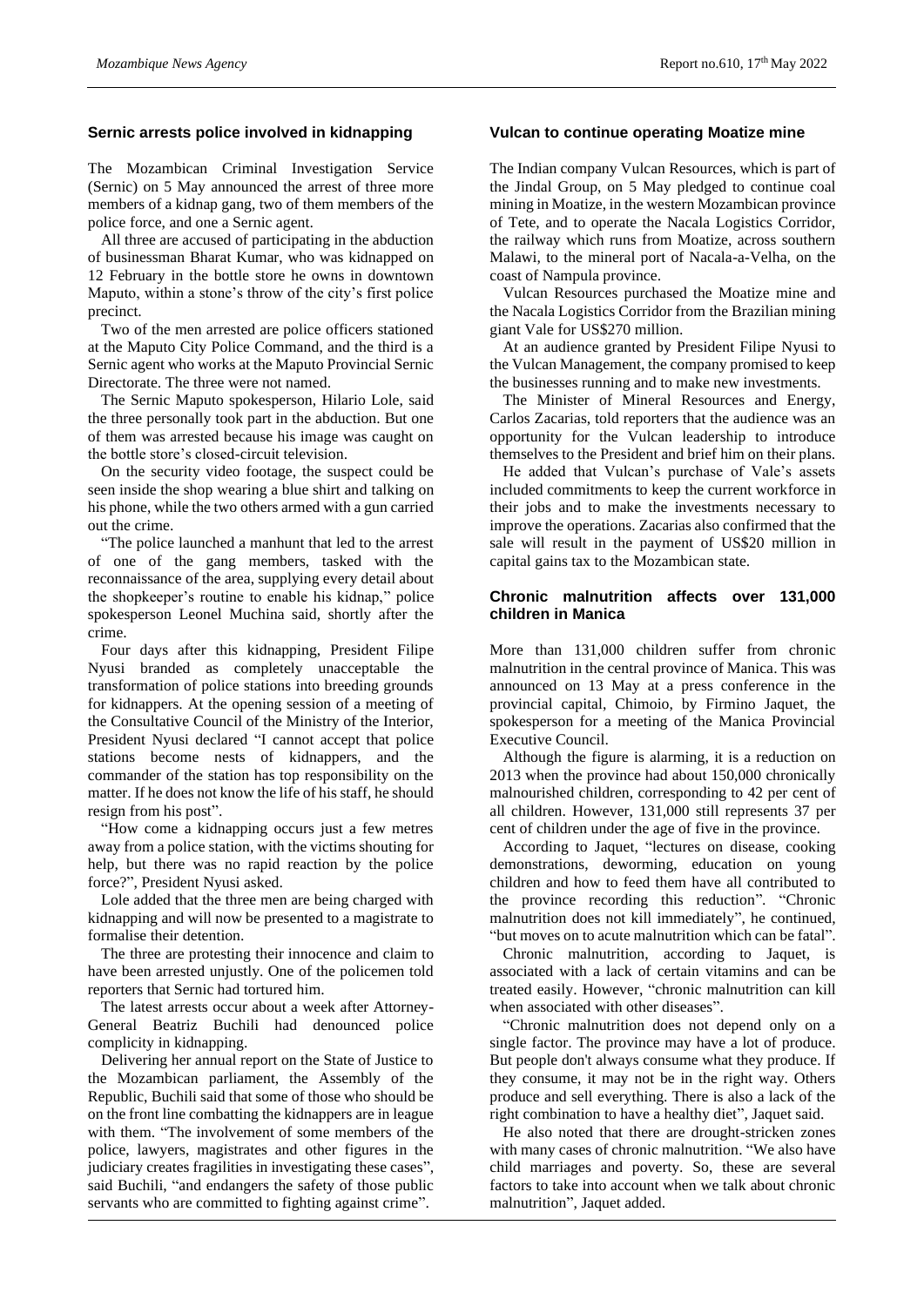## Sernic arrests police involved in kidnapping

The Mozambican Criminal Investigation Service (Sernic) on 5 May announced the arrest of three more members of a kidnap gang, two of them members of the police force, and one a Sernic agent.

All three are accused of participating in the abduction of businessman Bharat Kumar, who was kidnapped on 12 February in the bottle store he owns in downtown Maputo, within a stone's throw of the city's first police precinct.

Two of the men arrested are police officers stationed at the Maputo City Police Command, and the third is a Sernic agent who works at the Maputo Provincial Sernic Directorate. The three were not named.

The Sernic Maputo spokesperson, Hilario Lole, said the three personally took part in the abduction. But one of them was arrested because his image was caught on the bottle store's closed-circuit television.

On the security video footage, the suspect could be seen inside the shop wearing a blue shirt and talking on his phone, while the two others armed with a gun carried out the crime.

"The police launched a manhunt that led to the arrest of one of the gang members, tasked with the reconnaissance of the area, supplying every detail about the shopkeeper's routine to enable his kidnap," police spokesperson Leonel Muchina said, shortly after the crime.

Four days after this kidnapping, President Filipe Nyusi branded as completely unacceptable the transformation of police stations into breeding grounds for kidnappers. At the opening session of a meeting of the Consultative Council of the Ministry of the Interior, President Nyusi declared "I cannot accept that police stations become nests of kidnappers, and the commander of the station has top responsibility on the matter. If he does not know the life of his staff, he should resign from his post".

"How come a kidnapping occurs just a few metres away from a police station, with the victims shouting for help, but there was no rapid reaction by the police force?", President Nyusi asked.

Lole added that the three men are being charged with kidnapping and will now be presented to a magistrate to formalise their detention.

The three are protesting their innocence and claim to have been arrested unjustly. One of the policemen told reporters that Sernic had tortured him.

The latest arrests occur about a week after Attorney-General Beatriz Buchili had denounced police complicity in kidnapping.

Delivering her annual report on the State of Justice to the Mozambican parliament, the Assembly of the Republic, Buchili said that some of those who should be on the front line combatting the kidnappers are in league with them. "The involvement of some members of the police, lawyers, magistrates and other figures in the judiciary creates fragilities in investigating these cases", said Buchili, "and endangers the safety of those public servants who are committed to fighting against crime".

## Vulcan to continue operating Moatize mine

The Indian company Vulcan Resources, which is part of the Jindal Group, on 5 May pledged to continue coal mining in Moatize, in the western Mozambican province of Tete, and to operate the Nacala Logistics Corridor, the railway which runs from Moatize, across southern Malawi, to the mineral port of Nacala-a-Velha, on the coast of Nampula province.

Vulcan Resources purchased the Moatize mine and the Nacala Logistics Corridor from the Brazilian mining giant Vale for US$270 million.

At an audience granted by President Filipe Nyusi to the Vulcan Management, the company promised to keep the businesses running and to make new investments.

The Minister of Mineral Resources and Energy, Carlos Zacarias, told reporters that the audience was an opportunity for the Vulcan leadership to introduce themselves to the President and brief him on their plans.

He added that Vulcan's purchase of Vale's assets included commitments to keep the current workforce in their jobs and to make the investments necessary to improve the operations. Zacarias also confirmed that the sale will result in the payment of US$20 million in capital gains tax to the Mozambican state.

## Chronic malnutrition affects over 131,000 children in Manica

More than 131,000 children suffer from chronic malnutrition in the central province of Manica. This was announced on 13 May at a press conference in the provincial capital, Chimoio, by Firmino Jaquet, the spokesperson for a meeting of the Manica Provincial Executive Council.

Although the figure is alarming, it is a reduction on 2013 when the province had about 150,000 chronically malnourished children, corresponding to 42 per cent of all children. However, 131,000 still represents 37 per cent of children under the age of five in the province.

According to Jaquet, "lectures on disease, cooking demonstrations, deworming, education on young children and how to feed them have all contributed to the province recording this reduction". "Chronic malnutrition does not kill immediately", he continued, "but moves on to acute malnutrition which can be fatal".

Chronic malnutrition, according to Jaquet, is associated with a lack of certain vitamins and can be treated easily. However, "chronic malnutrition can kill when associated with other diseases".

"Chronic malnutrition does not depend only on a single factor. The province may have a lot of produce. But people don't always consume what they produce. If they consume, it may not be in the right way. Others produce and sell everything. There is also a lack of the right combination to have a healthy diet", Jaquet said.

He also noted that there are drought-stricken zones with many cases of chronic malnutrition. "We also have child marriages and poverty. So, these are several factors to take into account when we talk about chronic malnutrition", Jaquet added.